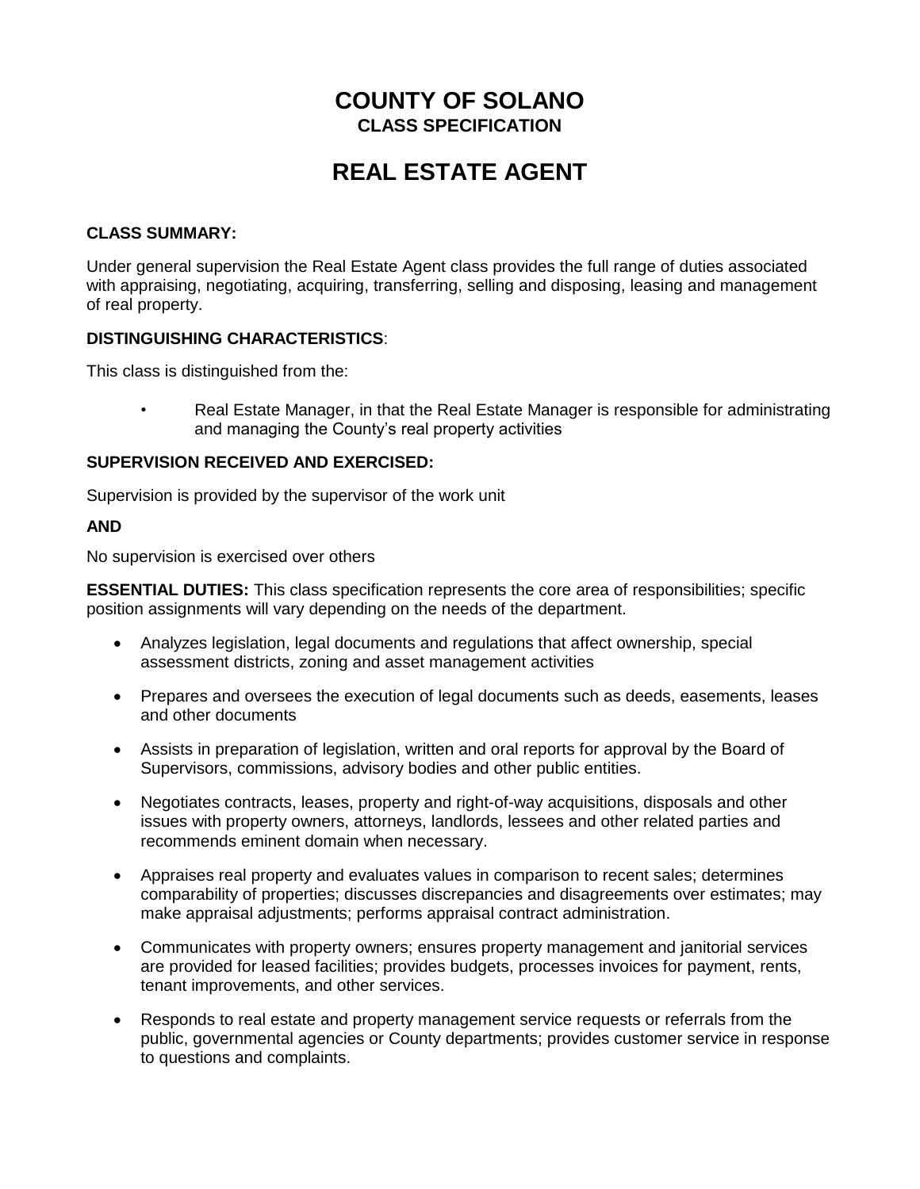# COUNTY OF SOLANO

**CLASS SPECIFICATION**

# REAL ESTATE AGENT

**CLASS SUMMARY:**

Under general supervision the Real Estate Agent class provides the full range of duties associated with appraising, negotiating, acquiring, transferring, selling and disposing, leasing and management of real property.

**DISTINGUISHING CHARACTERISTICS**:

This class is distinguished from the:

- Real Estate Manager, in that the Real Estate Manager is responsible for administrating and managing the County's real property activities

**SUPERVISION RECEIVED AND EXERCISED:**

Supervision is provided by the supervisor of the work unit

**AND**

No supervision is exercised over others

**ESSENTIAL DUTIES:** This class specification represents the core area of responsibilities; specific position assignments will vary depending on the needs of the department.

- Analyzes legislation, legal documents and regulations that affect ownership, special assessment districts, zoning and asset management activities
- Prepares and oversees the execution of legal documents such as deeds, easements, leases and other documents
- Assists in preparation of legislation, written and oral reports for approval by the Board of Supervisors, commissions, advisory bodies and other public entities.
- Negotiates contracts, leases, property and right-of-way acquisitions, disposals and other issues with property owners, attorneys, landlords, lessees and other related parties and recommends eminent domain when necessary.
- Appraises real property and evaluates values in comparison to recent sales; determines comparability of properties; discusses discrepancies and disagreements over estimates; may make appraisal adjustments; performs appraisal contract administration.
- Communicates with property owners; ensures property management and janitorial services are provided for leased facilities; provides budgets, processes invoices for payment, rents, tenant improvements, and other services.
- Responds to real estate and property management service requests or referrals from the public, governmental agencies or County departments; provides customer service in response to questions and complaints.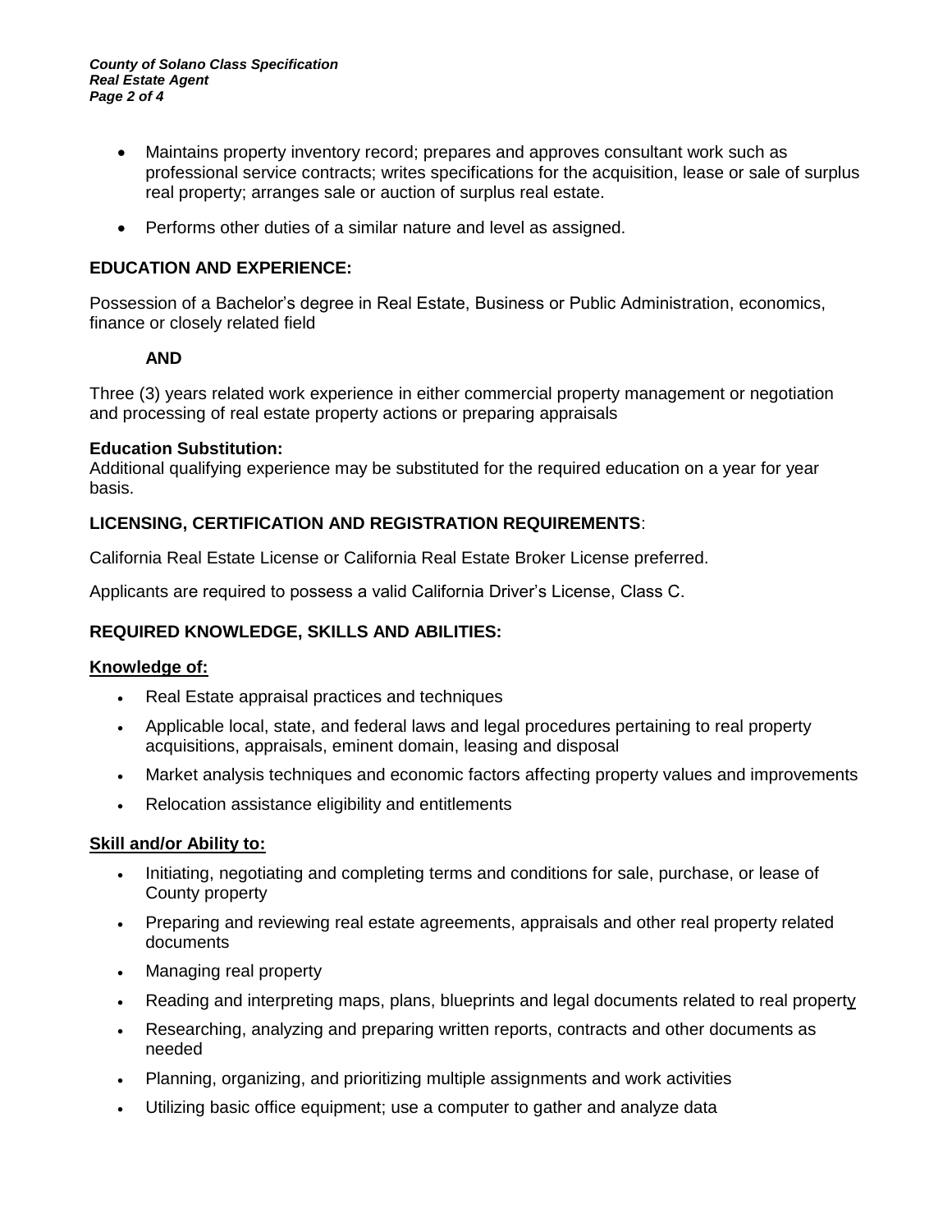- Maintains property inventory record; prepares and approves consultant work such as professional service contracts; writes specifications for the acquisition, lease or sale of surplus real property; arranges sale or auction of surplus real estate.
- Performs other duties of a similar nature and level as assigned.

## EDUCATION AND EXPERIENCE:

Possession of a Bachelor's degree in Real Estate, Business or Public Administration, economics, finance or closely related field

**AND**

Three (3) years related work experience in either commercial property management or negotiation and processing of real estate property actions or preparing appraisals

**Education Substitution:**
Additional qualifying experience may be substituted for the required education on a year for year basis.

## LICENSING, CERTIFICATION AND REGISTRATION REQUIREMENTS:

California Real Estate License or California Real Estate Broker License preferred.

Applicants are required to possess a valid California Driver's License, Class C.

## REQUIRED KNOWLEDGE, SKILLS AND ABILITIES:

### Knowledge of:

- Real Estate appraisal practices and techniques
- Applicable local, state, and federal laws and legal procedures pertaining to real property acquisitions, appraisals, eminent domain, leasing and disposal
- Market analysis techniques and economic factors affecting property values and improvements
- Relocation assistance eligibility and entitlements

### Skill and/or Ability to:

- Initiating, negotiating and completing terms and conditions for sale, purchase, or lease of County property
- Preparing and reviewing real estate agreements, appraisals and other real property related documents
- Managing real property
- Reading and interpreting maps, plans, blueprints and legal documents related to real property
- Researching, analyzing and preparing written reports, contracts and other documents as needed
- Planning, organizing, and prioritizing multiple assignments and work activities
- Utilizing basic office equipment; use a computer to gather and analyze data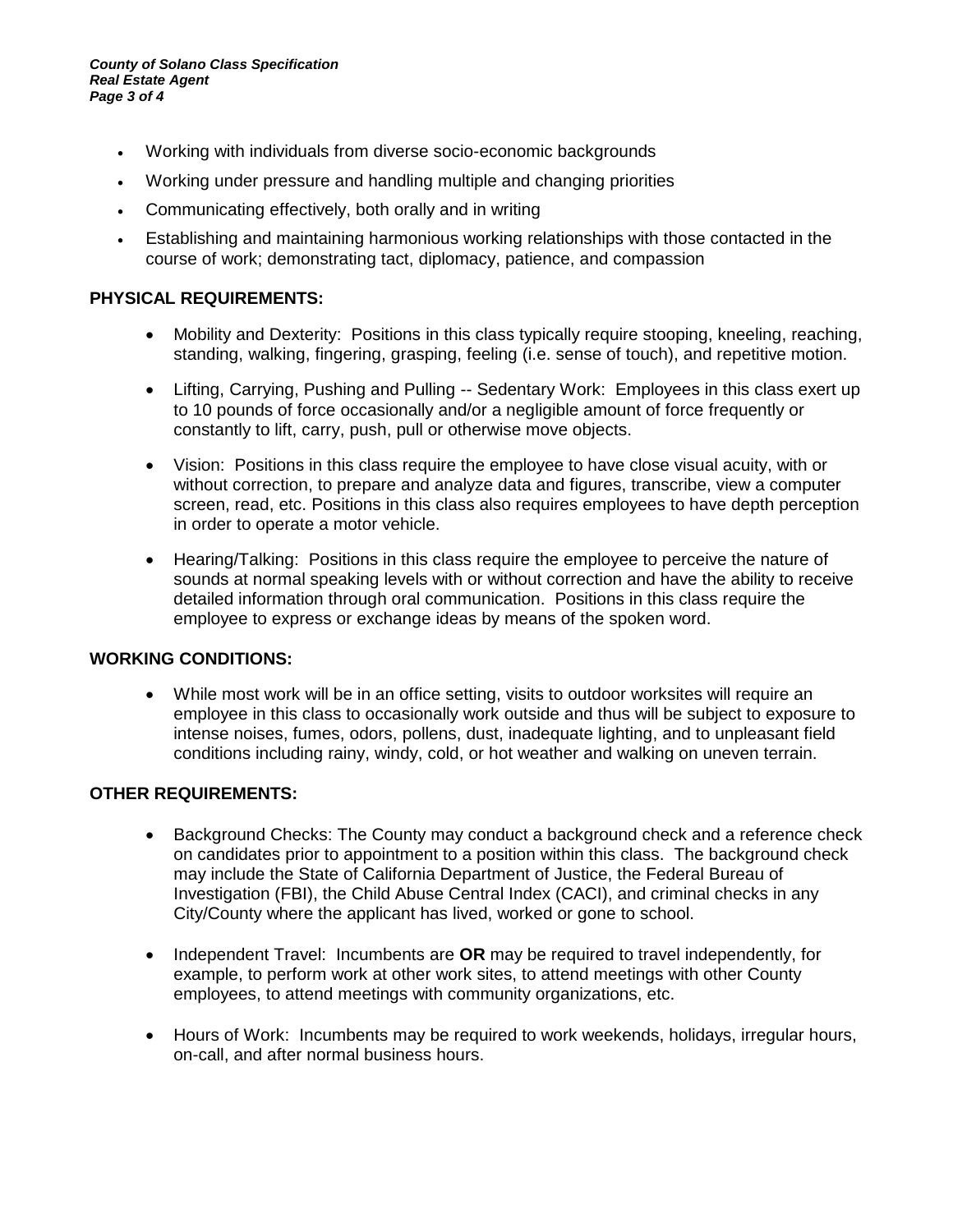- Working with individuals from diverse socio-economic backgrounds
- Working under pressure and handling multiple and changing priorities
- Communicating effectively, both orally and in writing
- Establishing and maintaining harmonious working relationships with those contacted in the course of work; demonstrating tact, diplomacy, patience, and compassion

**PHYSICAL REQUIREMENTS:**

- Mobility and Dexterity: Positions in this class typically require stooping, kneeling, reaching, standing, walking, fingering, grasping, feeling (i.e. sense of touch), and repetitive motion.
- Lifting, Carrying, Pushing and Pulling -- Sedentary Work: Employees in this class exert up to 10 pounds of force occasionally and/or a negligible amount of force frequently or constantly to lift, carry, push, pull or otherwise move objects.
- Vision: Positions in this class require the employee to have close visual acuity, with or without correction, to prepare and analyze data and figures, transcribe, view a computer screen, read, etc. Positions in this class also requires employees to have depth perception in order to operate a motor vehicle.
- Hearing/Talking: Positions in this class require the employee to perceive the nature of sounds at normal speaking levels with or without correction and have the ability to receive detailed information through oral communication. Positions in this class require the employee to express or exchange ideas by means of the spoken word.

**WORKING CONDITIONS:**

- While most work will be in an office setting, visits to outdoor worksites will require an employee in this class to occasionally work outside and thus will be subject to exposure to intense noises, fumes, odors, pollens, dust, inadequate lighting, and to unpleasant field conditions including rainy, windy, cold, or hot weather and walking on uneven terrain.

**OTHER REQUIREMENTS:**

- Background Checks: The County may conduct a background check and a reference check on candidates prior to appointment to a position within this class. The background check may include the State of California Department of Justice, the Federal Bureau of Investigation (FBI), the Child Abuse Central Index (CACI), and criminal checks in any City/County where the applicant has lived, worked or gone to school.
- Independent Travel: Incumbents are **OR** may be required to travel independently, for example, to perform work at other work sites, to attend meetings with other County employees, to attend meetings with community organizations, etc.
- Hours of Work: Incumbents may be required to work weekends, holidays, irregular hours, on-call, and after normal business hours.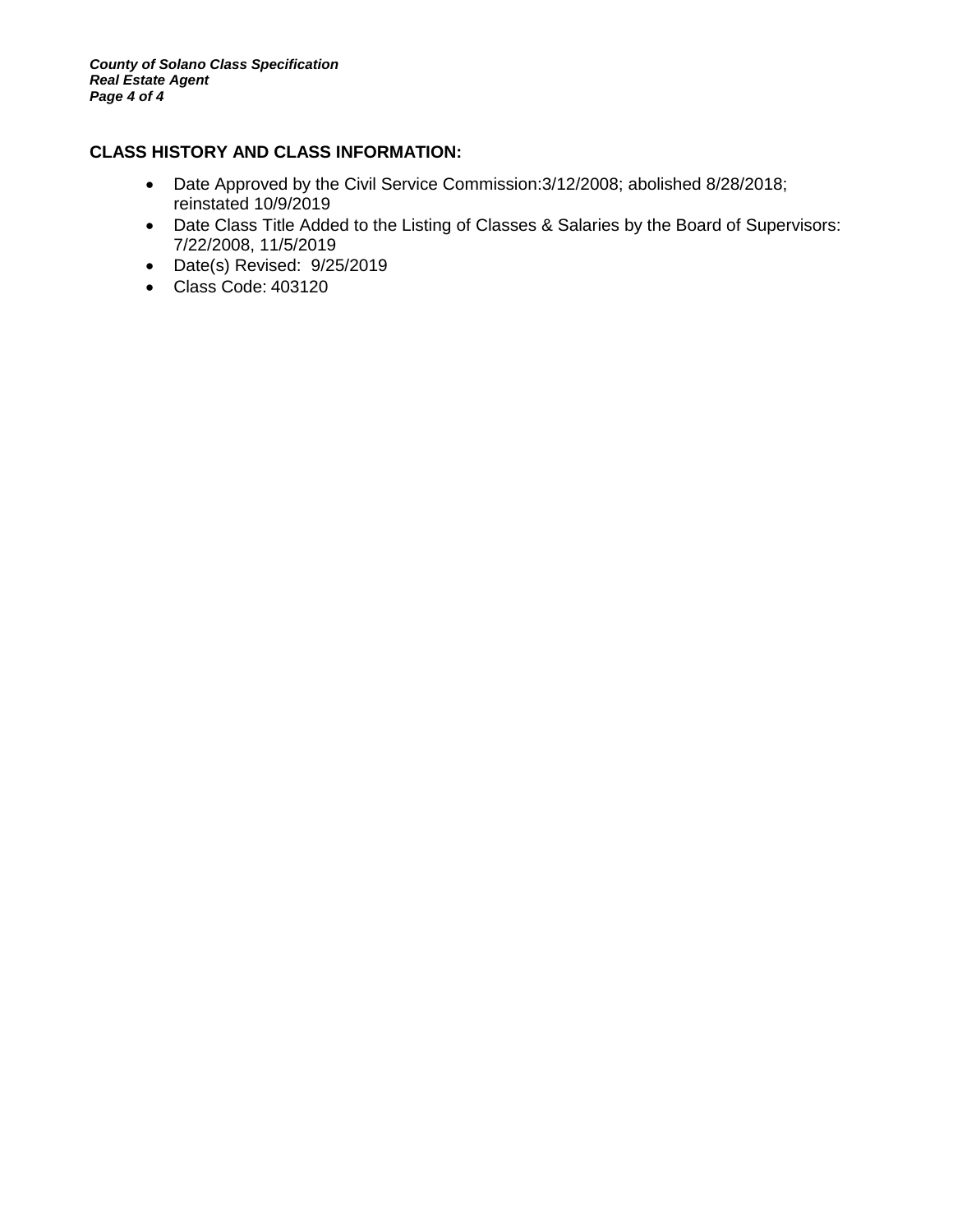## CLASS HISTORY AND CLASS INFORMATION:

- Date Approved by the Civil Service Commission:3/12/2008; abolished 8/28/2018; reinstated 10/9/2019
- Date Class Title Added to the Listing of Classes & Salaries by the Board of Supervisors: 7/22/2008, 11/5/2019
- Date(s) Revised: 9/25/2019
- Class Code: 403120